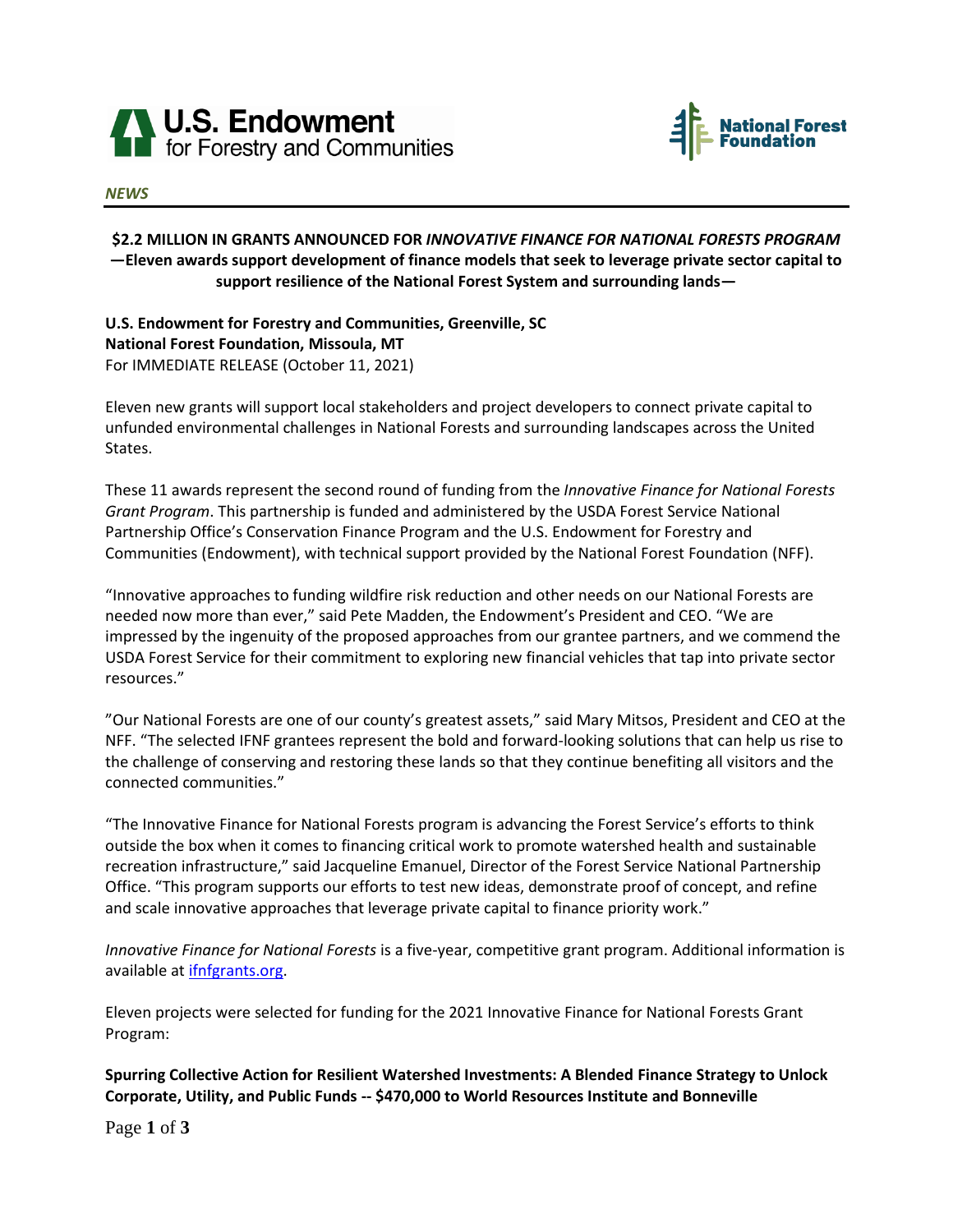U.S. Endowment for Forestry and Communities

National Forest Foundation

*NEWS*

**$2.2 MILLION IN GRANTS ANNOUNCED FOR *INNOVATIVE FINANCE FOR NATIONAL FORESTS PROGRAM* —Eleven awards support development of finance models that seek to leverage private sector capital to support resilience of the National Forest System and surrounding lands—**

**U.S. Endowment for Forestry and Communities, Greenville, SC**
**National Forest Foundation, Missoula, MT**
For IMMEDIATE RELEASE (October 11, 2021)

Eleven new grants will support local stakeholders and project developers to connect private capital to unfunded environmental challenges in National Forests and surrounding landscapes across the United States.

These 11 awards represent the second round of funding from the *Innovative Finance for National Forests Grant Program*. This partnership is funded and administered by the USDA Forest Service National Partnership Office's Conservation Finance Program and the U.S. Endowment for Forestry and Communities (Endowment), with technical support provided by the National Forest Foundation (NFF).

"Innovative approaches to funding wildfire risk reduction and other needs on our National Forests are needed now more than ever," said Pete Madden, the Endowment's President and CEO. "We are impressed by the ingenuity of the proposed approaches from our grantee partners, and we commend the USDA Forest Service for their commitment to exploring new financial vehicles that tap into private sector resources."

"Our National Forests are one of our county's greatest assets," said Mary Mitsos, President and CEO at the NFF. "The selected IFNF grantees represent the bold and forward-looking solutions that can help us rise to the challenge of conserving and restoring these lands so that they continue benefiting all visitors and the connected communities."

"The Innovative Finance for National Forests program is advancing the Forest Service's efforts to think outside the box when it comes to financing critical work to promote watershed health and sustainable recreation infrastructure," said Jacqueline Emanuel, Director of the Forest Service National Partnership Office. "This program supports our efforts to test new ideas, demonstrate proof of concept, and refine and scale innovative approaches that leverage private capital to finance priority work."

*Innovative Finance for National Forests* is a five-year, competitive grant program. Additional information is available at ifnfgrants.org.

Eleven projects were selected for funding for the 2021 Innovative Finance for National Forests Grant Program:

**Spurring Collective Action for Resilient Watershed Investments: A Blended Finance Strategy to Unlock Corporate, Utility, and Public Funds -- $470,000 to World Resources Institute and Bonneville**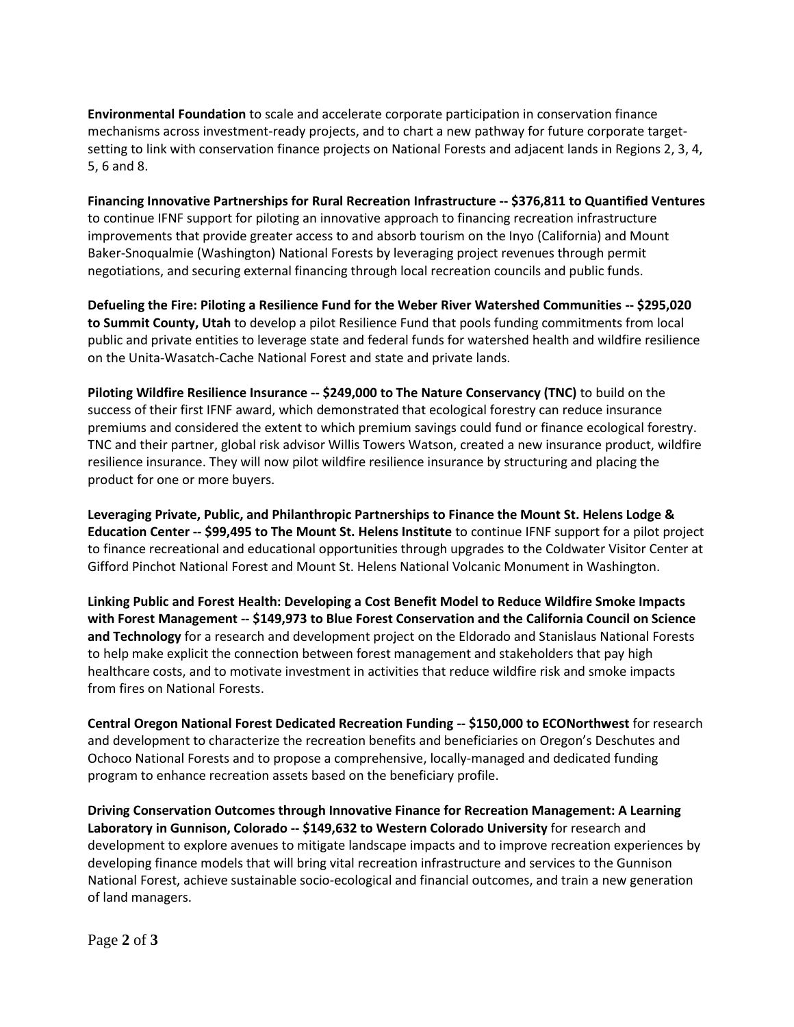**Environmental Foundation** to scale and accelerate corporate participation in conservation finance mechanisms across investment-ready projects, and to chart a new pathway for future corporate target-setting to link with conservation finance projects on National Forests and adjacent lands in Regions 2, 3, 4, 5, 6 and 8.

**Financing Innovative Partnerships for Rural Recreation Infrastructure -- $376,811 to Quantified Ventures** to continue IFNF support for piloting an innovative approach to financing recreation infrastructure improvements that provide greater access to and absorb tourism on the Inyo (California) and Mount Baker-Snoqualmie (Washington) National Forests by leveraging project revenues through permit negotiations, and securing external financing through local recreation councils and public funds.

**Defueling the Fire: Piloting a Resilience Fund for the Weber River Watershed Communities -- $295,020 to Summit County, Utah** to develop a pilot Resilience Fund that pools funding commitments from local public and private entities to leverage state and federal funds for watershed health and wildfire resilience on the Unita-Wasatch-Cache National Forest and state and private lands.

**Piloting Wildfire Resilience Insurance -- $249,000 to The Nature Conservancy (TNC)** to build on the success of their first IFNF award, which demonstrated that ecological forestry can reduce insurance premiums and considered the extent to which premium savings could fund or finance ecological forestry. TNC and their partner, global risk advisor Willis Towers Watson, created a new insurance product, wildfire resilience insurance. They will now pilot wildfire resilience insurance by structuring and placing the product for one or more buyers.

**Leveraging Private, Public, and Philanthropic Partnerships to Finance the Mount St. Helens Lodge & Education Center -- $99,495 to The Mount St. Helens Institute** to continue IFNF support for a pilot project to finance recreational and educational opportunities through upgrades to the Coldwater Visitor Center at Gifford Pinchot National Forest and Mount St. Helens National Volcanic Monument in Washington.

**Linking Public and Forest Health: Developing a Cost Benefit Model to Reduce Wildfire Smoke Impacts with Forest Management -- $149,973 to Blue Forest Conservation and the California Council on Science and Technology** for a research and development project on the Eldorado and Stanislaus National Forests to help make explicit the connection between forest management and stakeholders that pay high healthcare costs, and to motivate investment in activities that reduce wildfire risk and smoke impacts from fires on National Forests.

**Central Oregon National Forest Dedicated Recreation Funding -- $150,000 to ECONorthwest** for research and development to characterize the recreation benefits and beneficiaries on Oregon's Deschutes and Ochoco National Forests and to propose a comprehensive, locally-managed and dedicated funding program to enhance recreation assets based on the beneficiary profile.

**Driving Conservation Outcomes through Innovative Finance for Recreation Management: A Learning Laboratory in Gunnison, Colorado -- $149,632 to Western Colorado University** for research and development to explore avenues to mitigate landscape impacts and to improve recreation experiences by developing finance models that will bring vital recreation infrastructure and services to the Gunnison National Forest, achieve sustainable socio-ecological and financial outcomes, and train a new generation of land managers.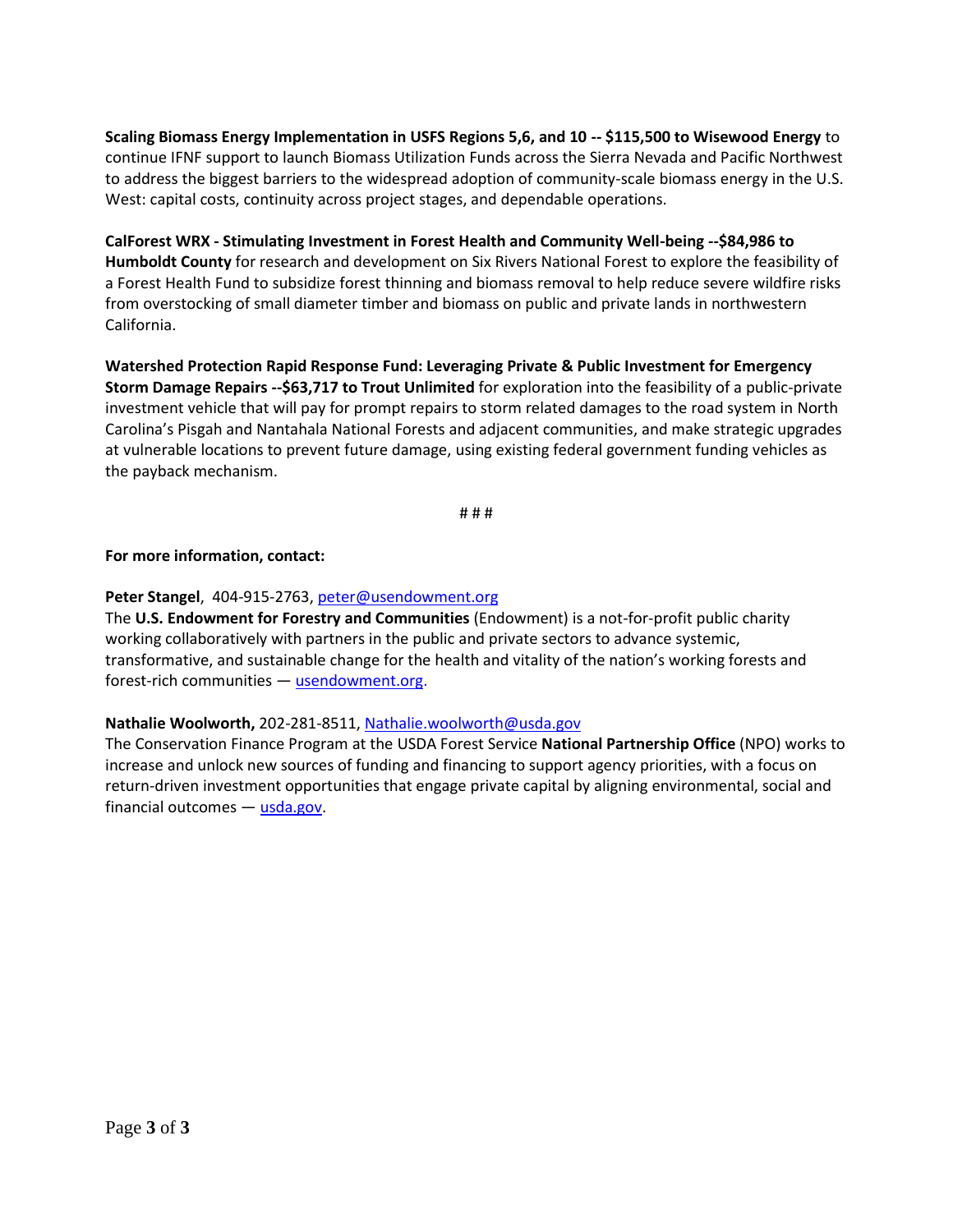**Scaling Biomass Energy Implementation in USFS Regions 5,6, and 10 -- $115,500 to Wisewood Energy** to continue IFNF support to launch Biomass Utilization Funds across the Sierra Nevada and Pacific Northwest to address the biggest barriers to the widespread adoption of community-scale biomass energy in the U.S. West: capital costs, continuity across project stages, and dependable operations.

**CalForest WRX - Stimulating Investment in Forest Health and Community Well-being --$84,986 to Humboldt County** for research and development on Six Rivers National Forest to explore the feasibility of a Forest Health Fund to subsidize forest thinning and biomass removal to help reduce severe wildfire risks from overstocking of small diameter timber and biomass on public and private lands in northwestern California.

**Watershed Protection Rapid Response Fund: Leveraging Private & Public Investment for Emergency Storm Damage Repairs --$63,717 to Trout Unlimited** for exploration into the feasibility of a public-private investment vehicle that will pay for prompt repairs to storm related damages to the road system in North Carolina's Pisgah and Nantahala National Forests and adjacent communities, and make strategic upgrades at vulnerable locations to prevent future damage, using existing federal government funding vehicles as the payback mechanism.

# # #

**For more information, contact:**

**Peter Stangel**, 404-915-2763, peter@usendowment.org
The **U.S. Endowment for Forestry and Communities** (Endowment) is a not-for-profit public charity working collaboratively with partners in the public and private sectors to advance systemic, transformative, and sustainable change for the health and vitality of the nation's working forests and forest-rich communities — usendowment.org.

**Nathalie Woolworth,** 202-281-8511, Nathalie.woolworth@usda.gov
The Conservation Finance Program at the USDA Forest Service **National Partnership Office** (NPO) works to increase and unlock new sources of funding and financing to support agency priorities, with a focus on return-driven investment opportunities that engage private capital by aligning environmental, social and financial outcomes — usda.gov.